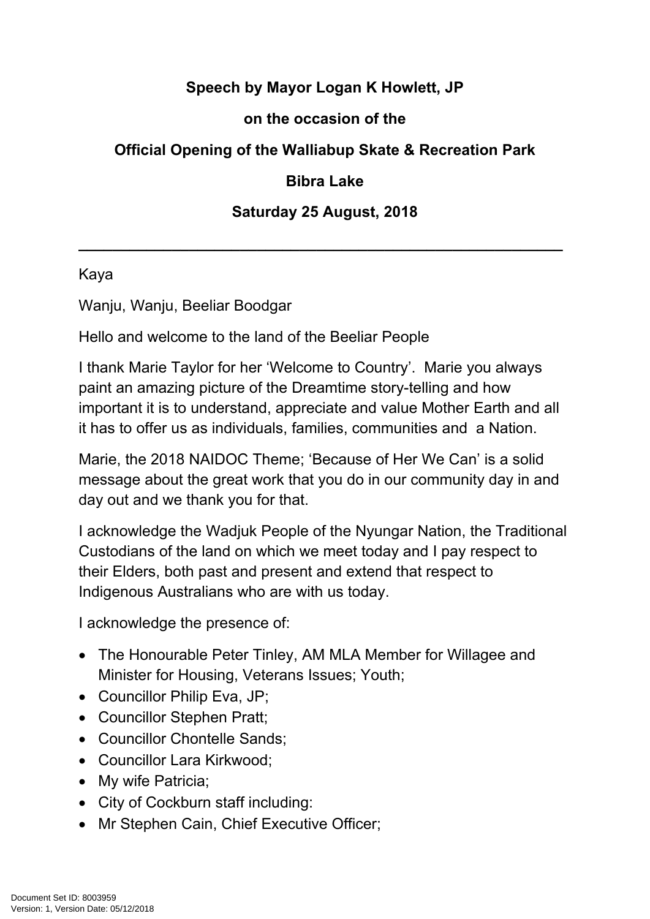**Speech by Mayor Logan K Howlett, JP**

**on the occasion of the**

**Official Opening of the Walliabup Skate & Recreation Park**

**Bibra Lake**

**Saturday 25 August, 2018**

---

Kaya

Wanju, Wanju, Beeliar Boodgar

Hello and welcome to the land of the Beeliar People

I thank Marie Taylor for her 'Welcome to Country'. Marie you always paint an amazing picture of the Dreamtime story-telling and how important it is to understand, appreciate and value Mother Earth and all it has to offer us as individuals, families, communities and a Nation.

Marie, the 2018 NAIDOC Theme; 'Because of Her We Can' is a solid message about the great work that you do in our community day in and day out and we thank you for that.

I acknowledge the Wadjuk People of the Nyungar Nation, the Traditional Custodians of the land on which we meet today and I pay respect to their Elders, both past and present and extend that respect to Indigenous Australians who are with us today.

I acknowledge the presence of:

- The Honourable Peter Tinley, AM MLA Member for Willagee and Minister for Housing, Veterans Issues; Youth;
- Councillor Philip Eva, JP;
- Councillor Stephen Pratt;
- Councillor Chontelle Sands;
- Councillor Lara Kirkwood;
- My wife Patricia;
- City of Cockburn staff including:
- Mr Stephen Cain, Chief Executive Officer;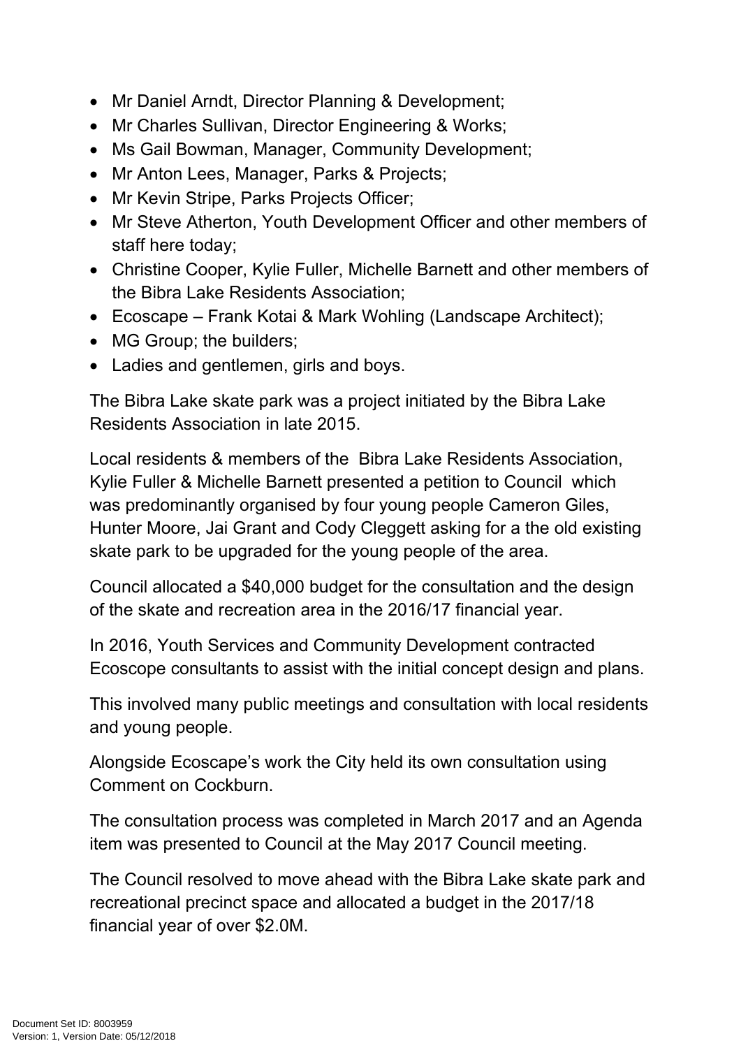- Mr Daniel Arndt, Director Planning & Development;
- Mr Charles Sullivan, Director Engineering & Works;
- Ms Gail Bowman, Manager, Community Development;
- Mr Anton Lees, Manager, Parks & Projects;
- Mr Kevin Stripe, Parks Projects Officer;
- Mr Steve Atherton, Youth Development Officer and other members of staff here today;
- Christine Cooper, Kylie Fuller, Michelle Barnett and other members of the Bibra Lake Residents Association;
- Ecoscape – Frank Kotai & Mark Wohling (Landscape Architect);
- MG Group; the builders;
- Ladies and gentlemen, girls and boys.

The Bibra Lake skate park was a project initiated by the Bibra Lake Residents Association in late 2015.

Local residents & members of the Bibra Lake Residents Association, Kylie Fuller & Michelle Barnett presented a petition to Council which was predominantly organised by four young people Cameron Giles, Hunter Moore, Jai Grant and Cody Cleggett asking for a the old existing skate park to be upgraded for the young people of the area.

Council allocated a $40,000 budget for the consultation and the design of the skate and recreation area in the 2016/17 financial year.

In 2016, Youth Services and Community Development contracted Ecoscope consultants to assist with the initial concept design and plans.

This involved many public meetings and consultation with local residents and young people.

Alongside Ecoscape's work the City held its own consultation using Comment on Cockburn.

The consultation process was completed in March 2017 and an Agenda item was presented to Council at the May 2017 Council meeting.

The Council resolved to move ahead with the Bibra Lake skate park and recreational precinct space and allocated a budget in the 2017/18 financial year of over $2.0M.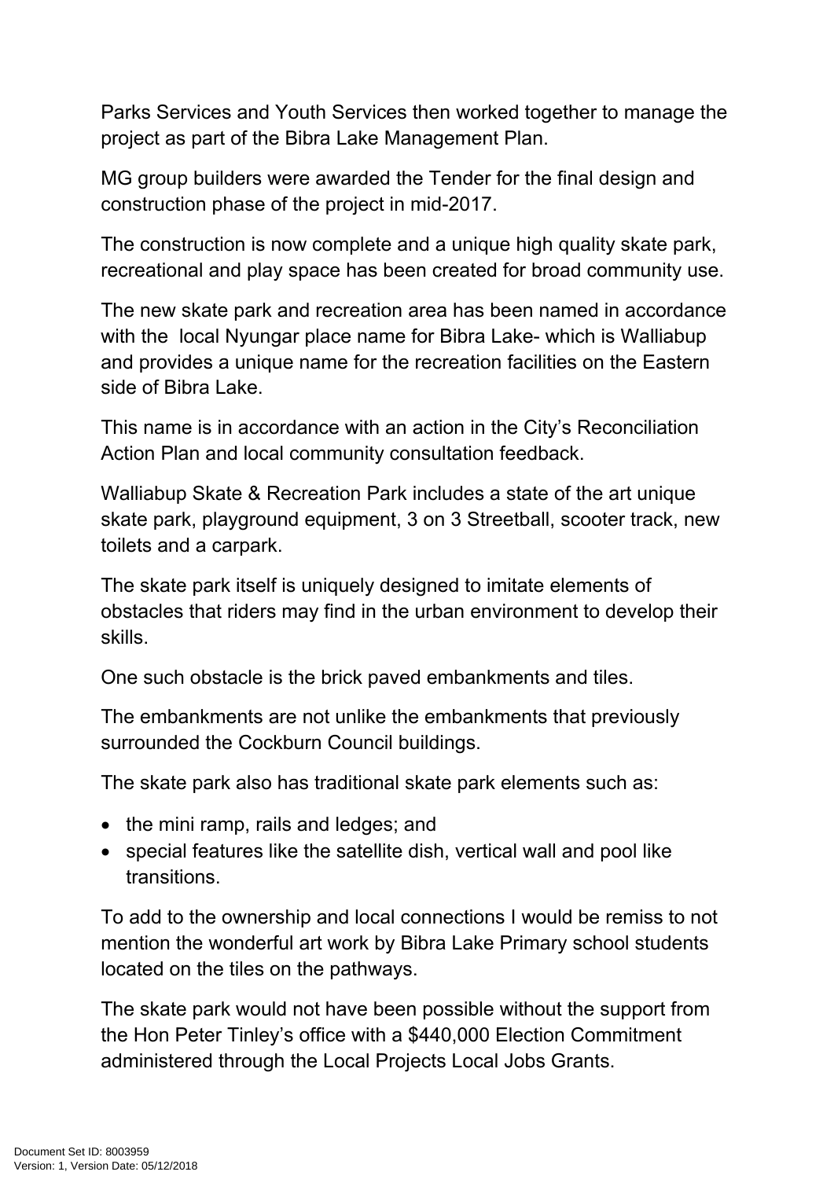Parks Services and Youth Services then worked together to manage the project as part of the Bibra Lake Management Plan.

MG group builders were awarded the Tender for the final design and construction phase of the project in mid-2017.

The construction is now complete and a unique high quality skate park, recreational and play space has been created for broad community use.

The new skate park and recreation area has been named in accordance with the local Nyungar place name for Bibra Lake- which is Walliabup and provides a unique name for the recreation facilities on the Eastern side of Bibra Lake.

This name is in accordance with an action in the City's Reconciliation Action Plan and local community consultation feedback.

Walliabup Skate & Recreation Park includes a state of the art unique skate park, playground equipment, 3 on 3 Streetball, scooter track, new toilets and a carpark.

The skate park itself is uniquely designed to imitate elements of obstacles that riders may find in the urban environment to develop their skills.

One such obstacle is the brick paved embankments and tiles.

The embankments are not unlike the embankments that previously surrounded the Cockburn Council buildings.

The skate park also has traditional skate park elements such as:

- the mini ramp, rails and ledges; and
- special features like the satellite dish, vertical wall and pool like transitions.

To add to the ownership and local connections I would be remiss to not mention the wonderful art work by Bibra Lake Primary school students located on the tiles on the pathways.

The skate park would not have been possible without the support from the Hon Peter Tinley's office with a $440,000 Election Commitment administered through the Local Projects Local Jobs Grants.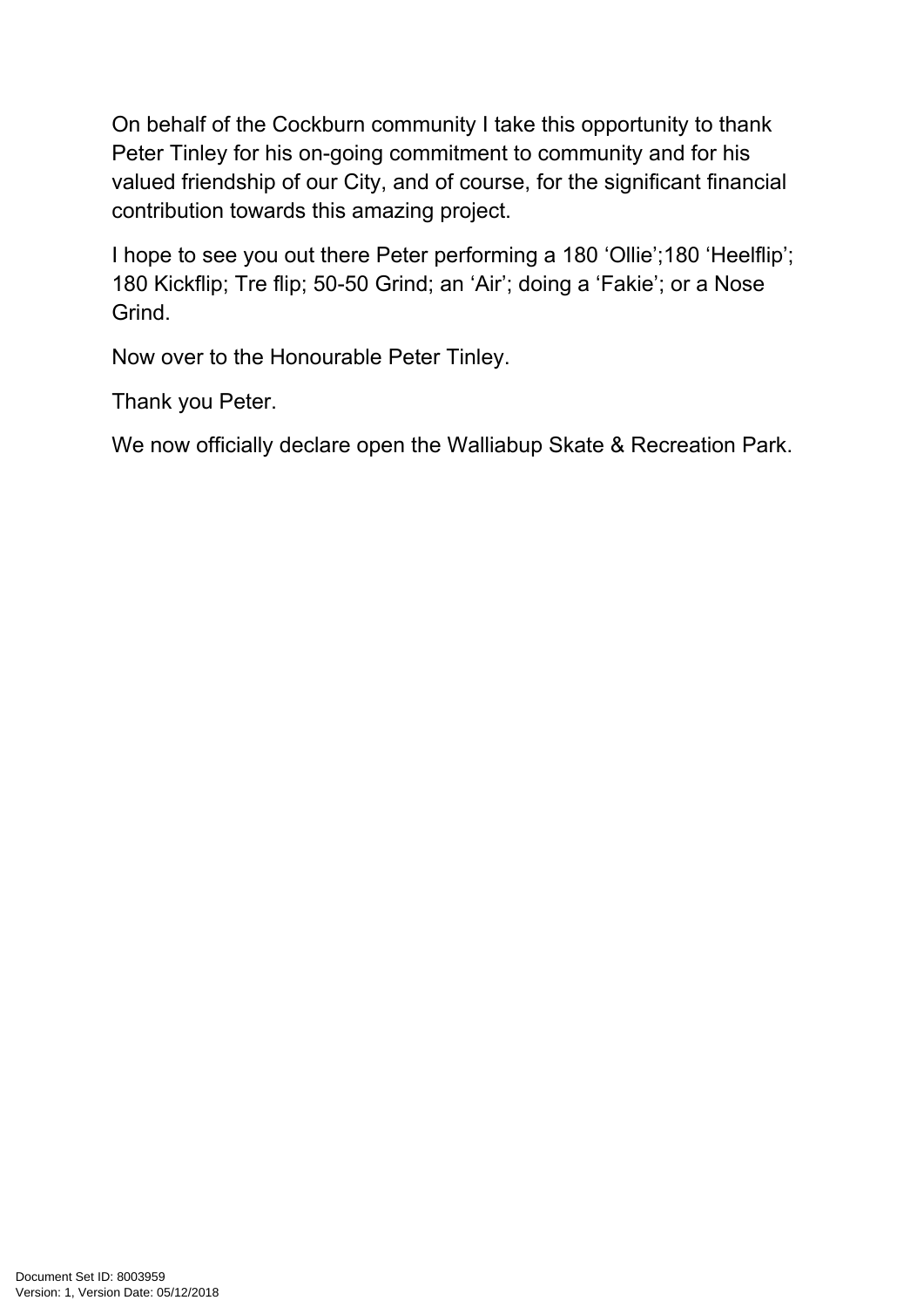On behalf of the Cockburn community I take this opportunity to thank Peter Tinley for his on-going commitment to community and for his valued friendship of our City, and of course, for the significant financial contribution towards this amazing project.

I hope to see you out there Peter performing a 180 'Ollie';180 'Heelflip'; 180 Kickflip; Tre flip; 50-50 Grind; an 'Air'; doing a 'Fakie'; or a Nose Grind.

Now over to the Honourable Peter Tinley.

Thank you Peter.

We now officially declare open the Walliabup Skate & Recreation Park.